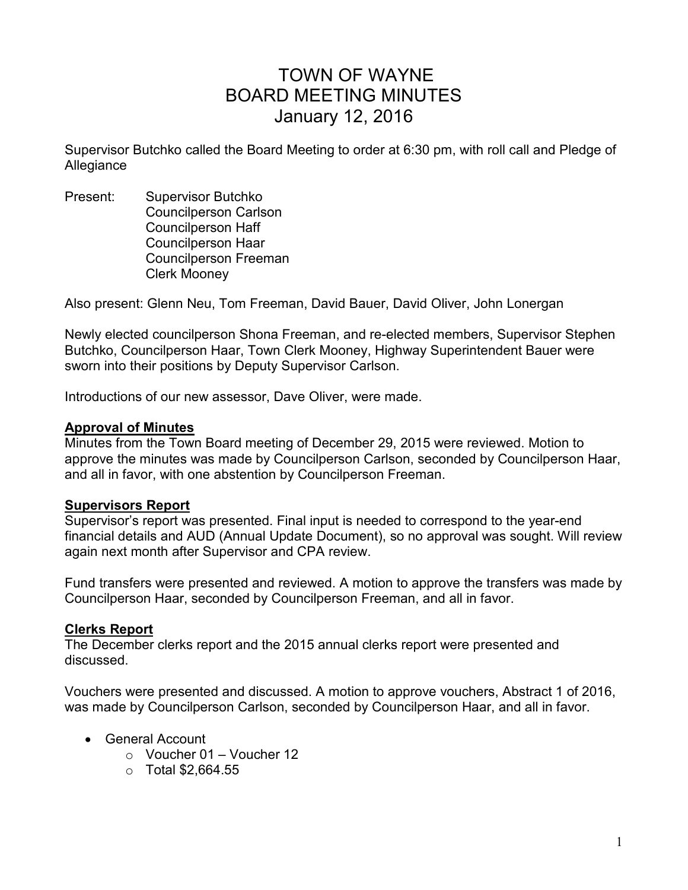# TOWN OF WAYNE
# BOARD MEETING MINUTES
# January 12, 2016

Supervisor Butchko called the Board Meeting to order at 6:30 pm, with roll call and Pledge of Allegiance

Present:
- Supervisor Butchko
- Councilperson Carlson
- Councilperson Haff
- Councilperson Haar
- Councilperson Freeman
- Clerk Mooney

Also present: Glenn Neu, Tom Freeman, David Bauer, David Oliver, John Lonergan

Newly elected councilperson Shona Freeman, and re-elected members, Supervisor Stephen Butchko, Councilperson Haar, Town Clerk Mooney, Highway Superintendent Bauer were sworn into their positions by Deputy Supervisor Carlson.

Introductions of our new assessor, Dave Oliver, were made.

**Approval of Minutes**

Minutes from the Town Board meeting of December 29, 2015 were reviewed. Motion to approve the minutes was made by Councilperson Carlson, seconded by Councilperson Haar, and all in favor, with one abstention by Councilperson Freeman.

**Supervisors Report**

Supervisor's report was presented. Final input is needed to correspond to the year-end financial details and AUD (Annual Update Document), so no approval was sought. Will review again next month after Supervisor and CPA review.

Fund transfers were presented and reviewed. A motion to approve the transfers was made by Councilperson Haar, seconded by Councilperson Freeman, and all in favor.

**Clerks Report**

The December clerks report and the 2015 annual clerks report were presented and discussed.

Vouchers were presented and discussed. A motion to approve vouchers, Abstract 1 of 2016, was made by Councilperson Carlson, seconded by Councilperson Haar, and all in favor.

- General Account
  - Voucher 01 – Voucher 12
  - Total $2,664.55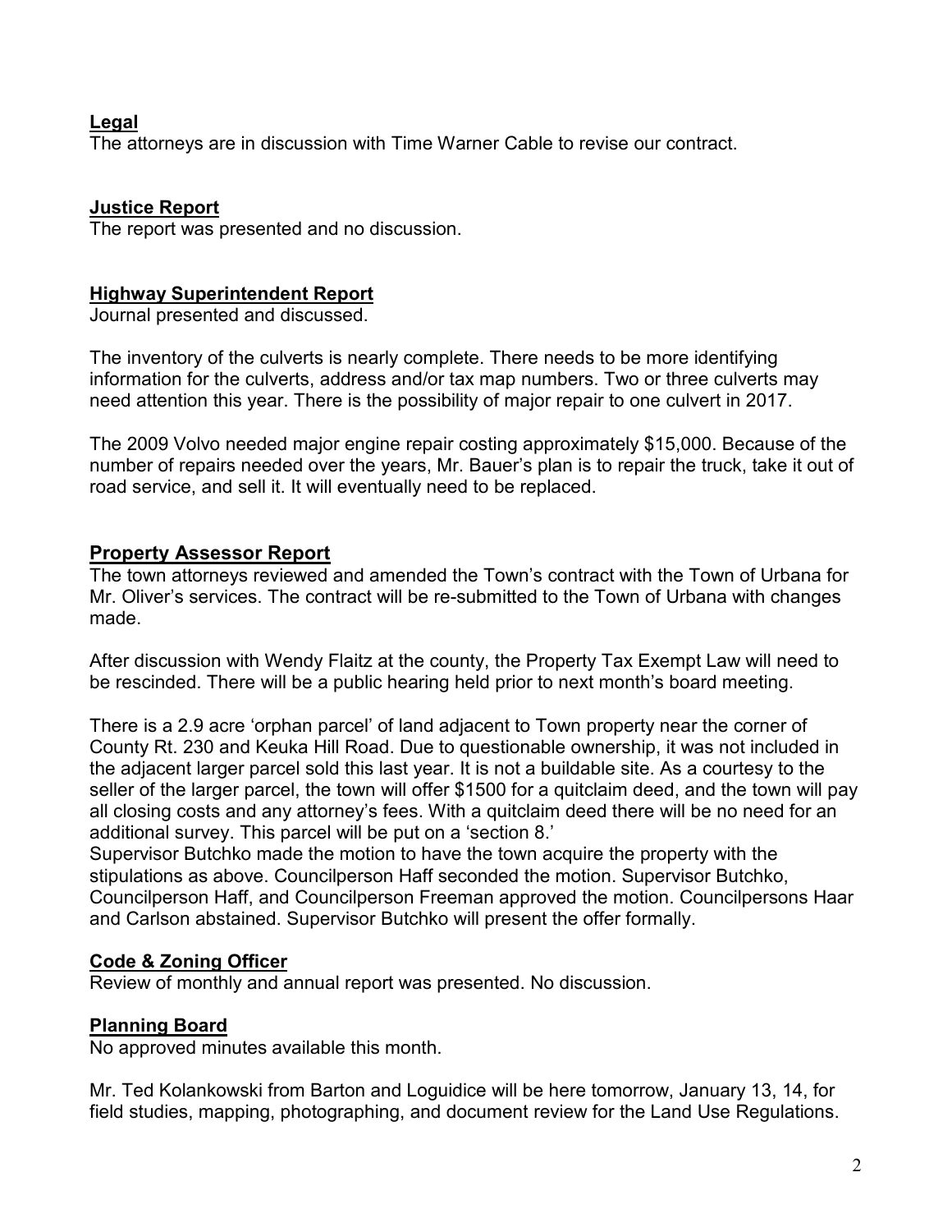**Legal**

The attorneys are in discussion with Time Warner Cable to revise our contract.

**Justice Report**

The report was presented and no discussion.

**Highway Superintendent Report**

Journal presented and discussed.

The inventory of the culverts is nearly complete. There needs to be more identifying information for the culverts, address and/or tax map numbers. Two or three culverts may need attention this year. There is the possibility of major repair to one culvert in 2017.

The 2009 Volvo needed major engine repair costing approximately $15,000. Because of the number of repairs needed over the years, Mr. Bauer's plan is to repair the truck, take it out of road service, and sell it. It will eventually need to be replaced.

**Property Assessor Report**

The town attorneys reviewed and amended the Town's contract with the Town of Urbana for Mr. Oliver's services. The contract will be re-submitted to the Town of Urbana with changes made.

After discussion with Wendy Flaitz at the county, the Property Tax Exempt Law will need to be rescinded. There will be a public hearing held prior to next month's board meeting.

There is a 2.9 acre 'orphan parcel' of land adjacent to Town property near the corner of County Rt. 230 and Keuka Hill Road. Due to questionable ownership, it was not included in the adjacent larger parcel sold this last year. It is not a buildable site. As a courtesy to the seller of the larger parcel, the town will offer $1500 for a quitclaim deed, and the town will pay all closing costs and any attorney's fees. With a quitclaim deed there will be no need for an additional survey. This parcel will be put on a 'section 8.'
Supervisor Butchko made the motion to have the town acquire the property with the stipulations as above. Councilperson Haff seconded the motion. Supervisor Butchko, Councilperson Haff, and Councilperson Freeman approved the motion. Councilpersons Haar and Carlson abstained. Supervisor Butchko will present the offer formally.

**Code & Zoning Officer**

Review of monthly and annual report was presented. No discussion.

**Planning Board**

No approved minutes available this month.

Mr. Ted Kolankowski from Barton and Loguidice will be here tomorrow, January 13, 14, for field studies, mapping, photographing, and document review for the Land Use Regulations.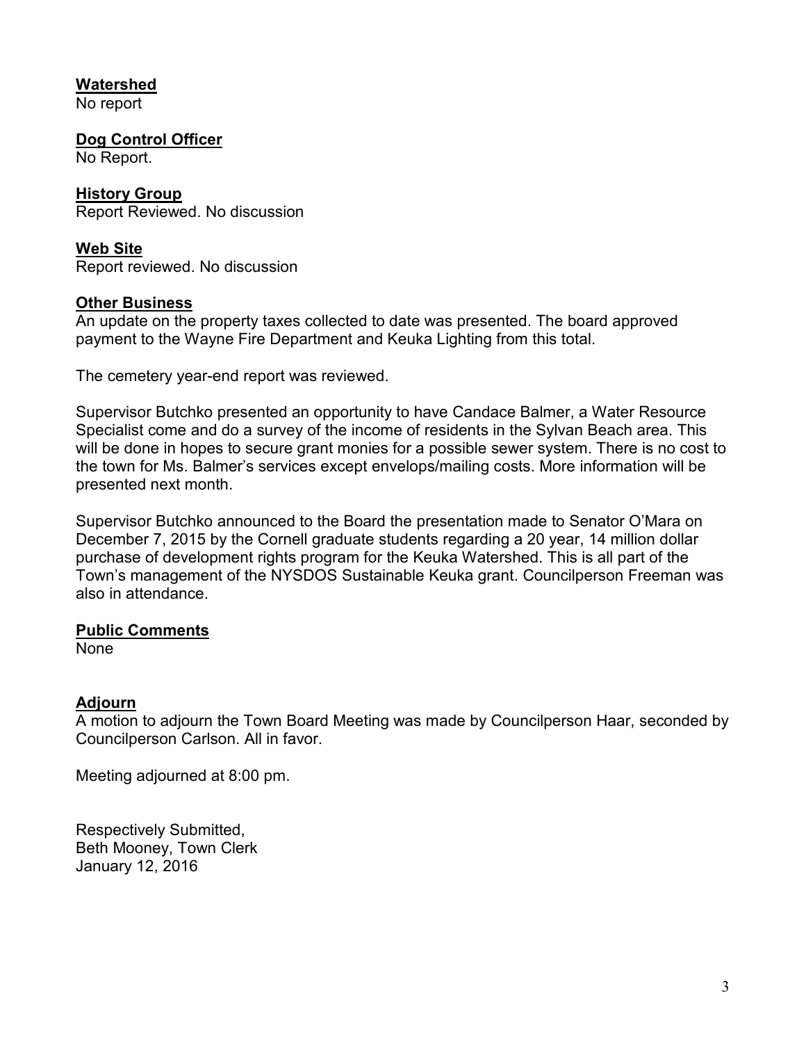**Watershed**

No report

**Dog Control Officer**

No Report.

**History Group**

Report Reviewed. No discussion

**Web Site**

Report reviewed. No discussion

**Other Business**

An update on the property taxes collected to date was presented. The board approved payment to the Wayne Fire Department and Keuka Lighting from this total.

The cemetery year-end report was reviewed.

Supervisor Butchko presented an opportunity to have Candace Balmer, a Water Resource Specialist come and do a survey of the income of residents in the Sylvan Beach area. This will be done in hopes to secure grant monies for a possible sewer system. There is no cost to the town for Ms. Balmer's services except envelops/mailing costs. More information will be presented next month.

Supervisor Butchko announced to the Board the presentation made to Senator O'Mara on December 7, 2015 by the Cornell graduate students regarding a 20 year, 14 million dollar purchase of development rights program for the Keuka Watershed. This is all part of the Town's management of the NYSDOS Sustainable Keuka grant. Councilperson Freeman was also in attendance.

**Public Comments**

None

**Adjourn**

A motion to adjourn the Town Board Meeting was made by Councilperson Haar, seconded by Councilperson Carlson. All in favor.

Meeting adjourned at 8:00 pm.

Respectively Submitted,
Beth Mooney, Town Clerk
January 12, 2016